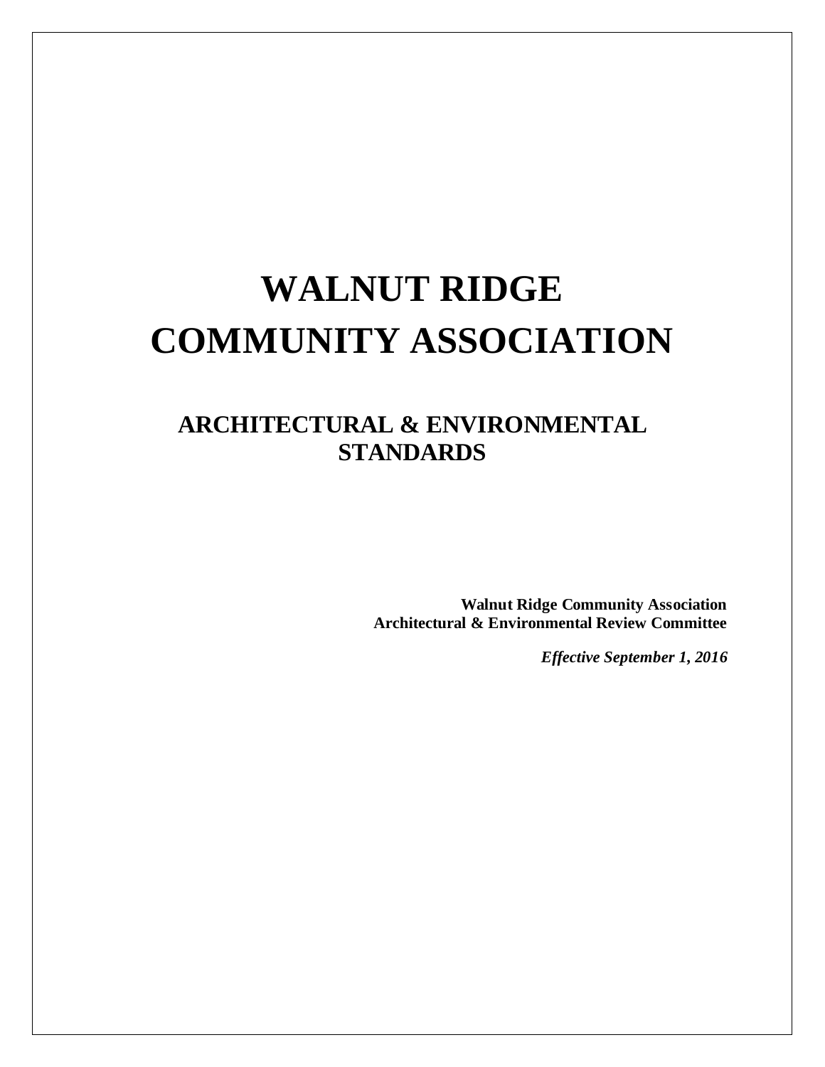# WALNUT RIDGE COMMUNITY ASSOCIATION

## ARCHITECTURAL & ENVIRONMENTAL STANDARDS

**Walnut Ridge Community Association**
**Architectural & Environmental Review Committee**

***Effective September 1, 2016***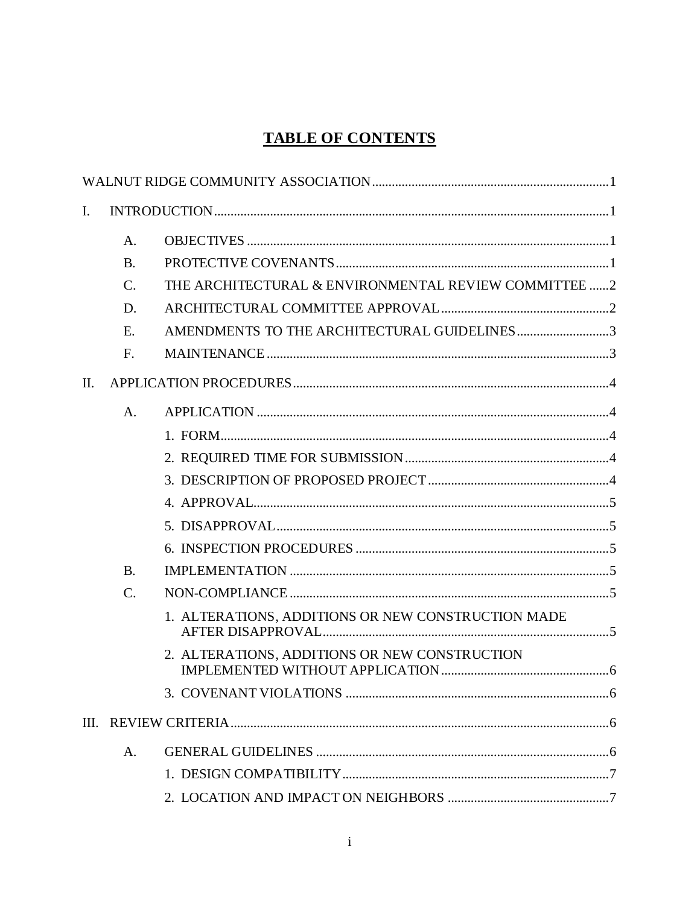# TABLE OF CONTENTS

WALNUT RIDGE COMMUNITY ASSOCIATION ....................................................................1

I. INTRODUCTION ....................................................................................................1

- A. OBJECTIVES ....................................................................................................1
- B. PROTECTIVE COVENANTS ..................................................................................1
- C. THE ARCHITECTURAL & ENVIRONMENTAL REVIEW COMMITTEE ......2
- D. ARCHITECTURAL COMMITTEE APPROVAL ....................................................2
- E. AMENDMENTS TO THE ARCHITECTURAL GUIDELINES ............................3
- F. MAINTENANCE ......................................................................................................3

II. APPLICATION PROCEDURES ...............................................................................4

- A. APPLICATION ........................................................................................................4
  - 1. FORM ...................................................................................................................4
  - 2. REQUIRED TIME FOR SUBMISSION .............................................................4
  - 3. DESCRIPTION OF PROPOSED PROJECT .......................................................4
  - 4. APPROVAL ...........................................................................................................5
  - 5. DISAPPROVAL ......................................................................................................5
  - 6. INSPECTION PROCEDURES .............................................................................5
- B. IMPLEMENTATION .................................................................................................5
- C. NON-COMPLIANCE ................................................................................................5
  - 1. ALTERATIONS, ADDITIONS OR NEW CONSTRUCTION MADE AFTER DISAPPROVAL ......................................................................................5
  - 2. ALTERATIONS, ADDITIONS OR NEW CONSTRUCTION IMPLEMENTED WITHOUT APPLICATION ..................................................6
  - 3. COVENANT VIOLATIONS ...............................................................................6

III. REVIEW CRITERIA ...................................................................................................6

- A. GENERAL GUIDELINES ........................................................................................6
  - 1. DESIGN COMPATIBILITY .................................................................................7
  - 2. LOCATION AND IMPACT ON NEIGHBORS .................................................7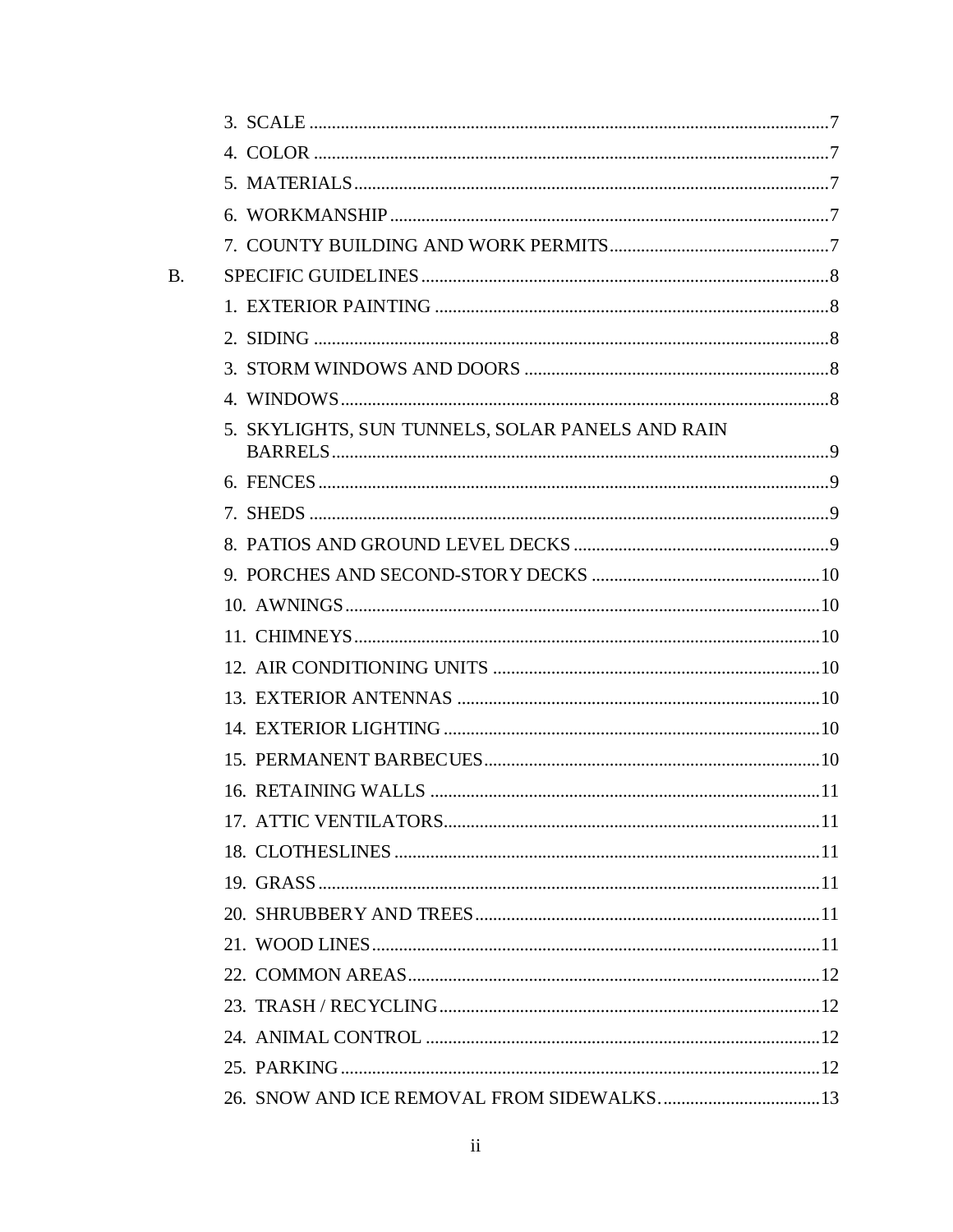3. SCALE ........................................................................................................7
4. COLOR ........................................................................................................7
5. MATERIALS ........................................................................................................7
6. WORKMANSHIP ........................................................................................................7
7. COUNTY BUILDING AND WORK PERMITS ........................................................................................................7

B. SPECIFIC GUIDELINES ........................................................................................................8

1. EXTERIOR PAINTING ........................................................................................................8
2. SIDING ........................................................................................................8
3. STORM WINDOWS AND DOORS ........................................................................................................8
4. WINDOWS ........................................................................................................8
5. SKYLIGHTS, SUN TUNNELS, SOLAR PANELS AND RAIN BARRELS ........................................................................................................9
6. FENCES ........................................................................................................9
7. SHEDS ........................................................................................................9
8. PATIOS AND GROUND LEVEL DECKS ........................................................................................................9
9. PORCHES AND SECOND-STORY DECKS ........................................................................................................10
10. AWNINGS ........................................................................................................10
11. CHIMNEYS ........................................................................................................10
12. AIR CONDITIONING UNITS ........................................................................................................10
13. EXTERIOR ANTENNAS ........................................................................................................10
14. EXTERIOR LIGHTING ........................................................................................................10
15. PERMANENT BARBECUES ........................................................................................................10
16. RETAINING WALLS ........................................................................................................11
17. ATTIC VENTILATORS ........................................................................................................11
18. CLOTHESLINES ........................................................................................................11
19. GRASS ........................................................................................................11
20. SHRUBBERY AND TREES ........................................................................................................11
21. WOOD LINES ........................................................................................................11
22. COMMON AREAS ........................................................................................................12
23. TRASH / RECYCLING ........................................................................................................12
24. ANIMAL CONTROL ........................................................................................................12
25. PARKING ........................................................................................................12
26. SNOW AND ICE REMOVAL FROM SIDEWALKS. ........................................................................................................13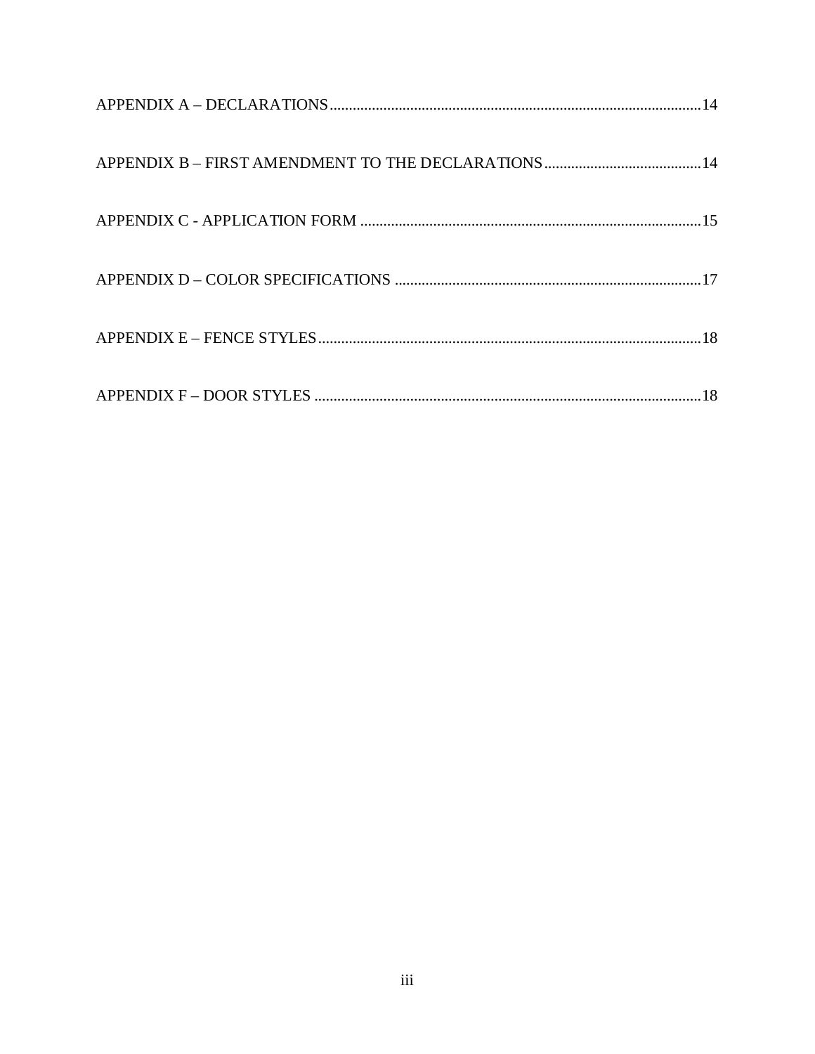APPENDIX A – DECLARATIONS..........................................................................................14

APPENDIX B – FIRST AMENDMENT TO THE DECLARATIONS..........................................14

APPENDIX C - APPLICATION FORM .........................................................................................15

APPENDIX D – COLOR SPECIFICATIONS ................................................................................17

APPENDIX E – FENCE STYLES....................................................................................................18

APPENDIX F – DOOR STYLES .....................................................................................................18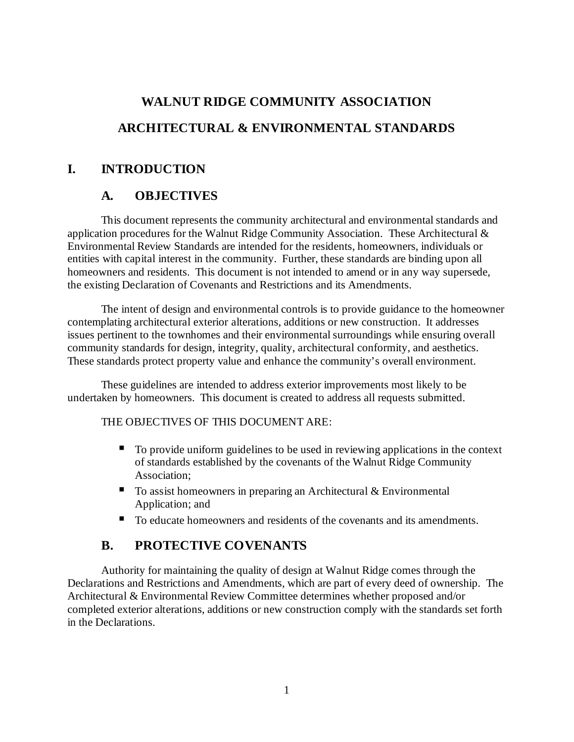# WALNUT RIDGE COMMUNITY ASSOCIATION

# ARCHITECTURAL & ENVIRONMENTAL STANDARDS

## I. INTRODUCTION

### A. OBJECTIVES

This document represents the community architectural and environmental standards and application procedures for the Walnut Ridge Community Association. These Architectural & Environmental Review Standards are intended for the residents, homeowners, individuals or entities with capital interest in the community. Further, these standards are binding upon all homeowners and residents. This document is not intended to amend or in any way supersede, the existing Declaration of Covenants and Restrictions and its Amendments.

The intent of design and environmental controls is to provide guidance to the homeowner contemplating architectural exterior alterations, additions or new construction. It addresses issues pertinent to the townhomes and their environmental surroundings while ensuring overall community standards for design, integrity, quality, architectural conformity, and aesthetics. These standards protect property value and enhance the community's overall environment.

These guidelines are intended to address exterior improvements most likely to be undertaken by homeowners. This document is created to address all requests submitted.

THE OBJECTIVES OF THIS DOCUMENT ARE:

- To provide uniform guidelines to be used in reviewing applications in the context of standards established by the covenants of the Walnut Ridge Community Association;
- To assist homeowners in preparing an Architectural & Environmental Application; and
- To educate homeowners and residents of the covenants and its amendments.

### B. PROTECTIVE COVENANTS

Authority for maintaining the quality of design at Walnut Ridge comes through the Declarations and Restrictions and Amendments, which are part of every deed of ownership. The Architectural & Environmental Review Committee determines whether proposed and/or completed exterior alterations, additions or new construction comply with the standards set forth in the Declarations.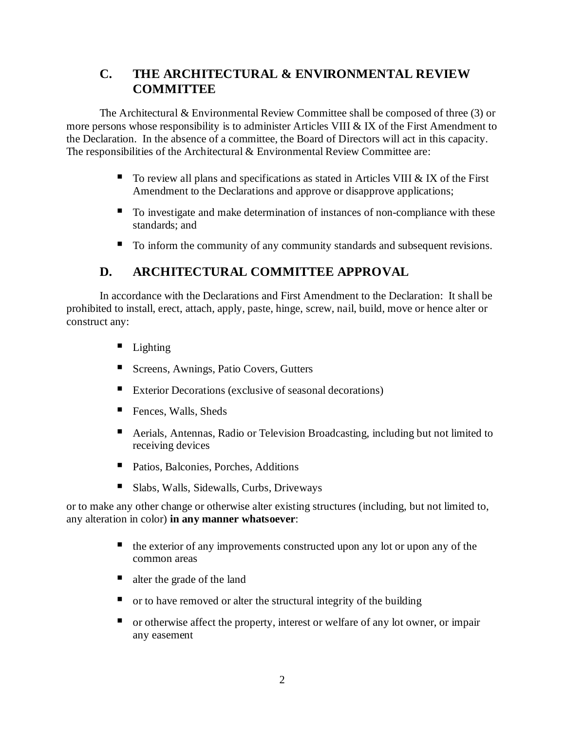## C. THE ARCHITECTURAL & ENVIRONMENTAL REVIEW COMMITTEE

The Architectural & Environmental Review Committee shall be composed of three (3) or more persons whose responsibility is to administer Articles VIII & IX of the First Amendment to the Declaration. In the absence of a committee, the Board of Directors will act in this capacity. The responsibilities of the Architectural & Environmental Review Committee are:

- To review all plans and specifications as stated in Articles VIII & IX of the First Amendment to the Declarations and approve or disapprove applications;
- To investigate and make determination of instances of non-compliance with these standards; and
- To inform the community of any community standards and subsequent revisions.

## D. ARCHITECTURAL COMMITTEE APPROVAL

In accordance with the Declarations and First Amendment to the Declaration: It shall be prohibited to install, erect, attach, apply, paste, hinge, screw, nail, build, move or hence alter or construct any:

- Lighting
- Screens, Awnings, Patio Covers, Gutters
- Exterior Decorations (exclusive of seasonal decorations)
- Fences, Walls, Sheds
- Aerials, Antennas, Radio or Television Broadcasting, including but not limited to receiving devices
- Patios, Balconies, Porches, Additions
- Slabs, Walls, Sidewalls, Curbs, Driveways

or to make any other change or otherwise alter existing structures (including, but not limited to, any alteration in color) **in any manner whatsoever**:

- the exterior of any improvements constructed upon any lot or upon any of the common areas
- alter the grade of the land
- or to have removed or alter the structural integrity of the building
- or otherwise affect the property, interest or welfare of any lot owner, or impair any easement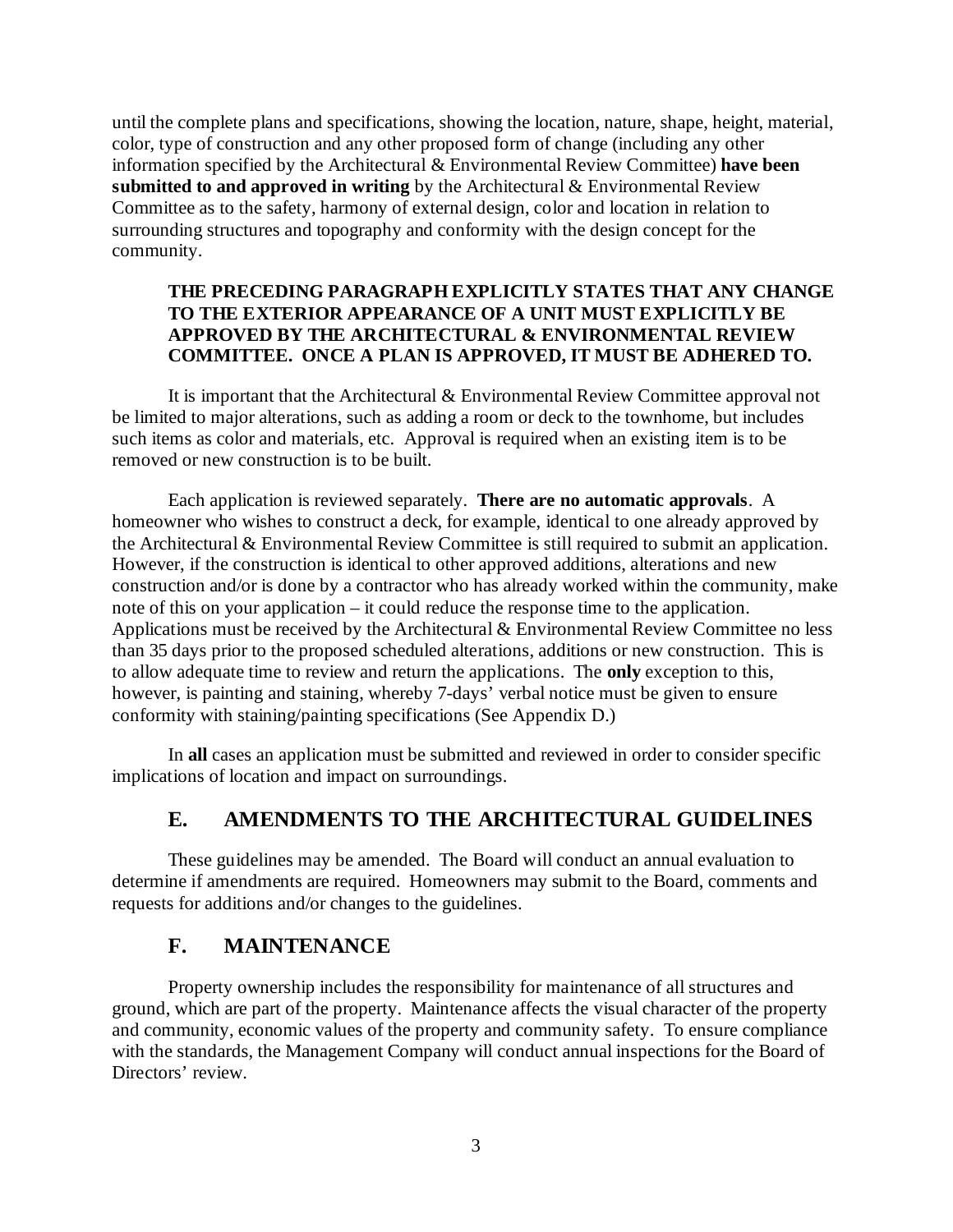until the complete plans and specifications, showing the location, nature, shape, height, material, color, type of construction and any other proposed form of change (including any other information specified by the Architectural & Environmental Review Committee) **have been submitted to and approved in writing** by the Architectural & Environmental Review Committee as to the safety, harmony of external design, color and location in relation to surrounding structures and topography and conformity with the design concept for the community.

> **THE PRECEDING PARAGRAPH EXPLICITLY STATES THAT ANY CHANGE TO THE EXTERIOR APPEARANCE OF A UNIT MUST EXPLICITLY BE APPROVED BY THE ARCHITECTURAL & ENVIRONMENTAL REVIEW COMMITTEE. ONCE A PLAN IS APPROVED, IT MUST BE ADHERED TO.**

It is important that the Architectural & Environmental Review Committee approval not be limited to major alterations, such as adding a room or deck to the townhome, but includes such items as color and materials, etc. Approval is required when an existing item is to be removed or new construction is to be built.

Each application is reviewed separately. **There are no automatic approvals**. A homeowner who wishes to construct a deck, for example, identical to one already approved by the Architectural & Environmental Review Committee is still required to submit an application. However, if the construction is identical to other approved additions, alterations and new construction and/or is done by a contractor who has already worked within the community, make note of this on your application – it could reduce the response time to the application. Applications must be received by the Architectural & Environmental Review Committee no less than 35 days prior to the proposed scheduled alterations, additions or new construction. This is to allow adequate time to review and return the applications. The **only** exception to this, however, is painting and staining, whereby 7-days' verbal notice must be given to ensure conformity with staining/painting specifications (See Appendix D.)

In **all** cases an application must be submitted and reviewed in order to consider specific implications of location and impact on surroundings.

## E. AMENDMENTS TO THE ARCHITECTURAL GUIDELINES

These guidelines may be amended. The Board will conduct an annual evaluation to determine if amendments are required. Homeowners may submit to the Board, comments and requests for additions and/or changes to the guidelines.

## F. MAINTENANCE

Property ownership includes the responsibility for maintenance of all structures and ground, which are part of the property. Maintenance affects the visual character of the property and community, economic values of the property and community safety. To ensure compliance with the standards, the Management Company will conduct annual inspections for the Board of Directors' review.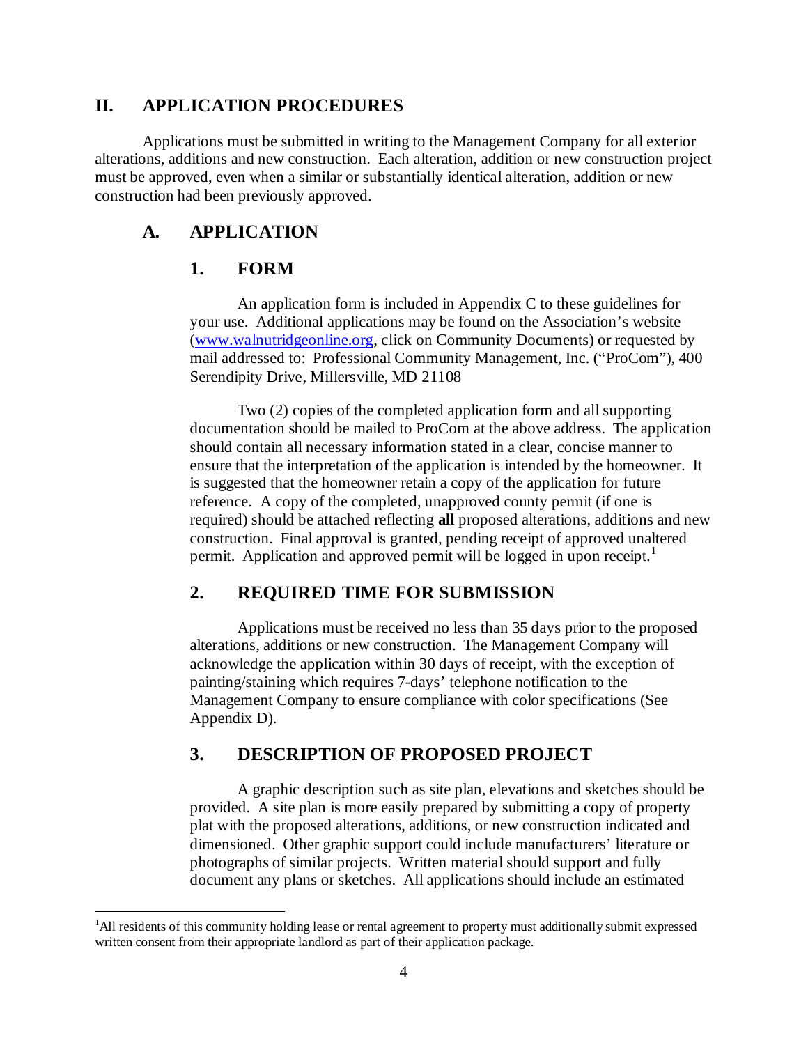## II. APPLICATION PROCEDURES

Applications must be submitted in writing to the Management Company for all exterior alterations, additions and new construction. Each alteration, addition or new construction project must be approved, even when a similar or substantially identical alteration, addition or new construction had been previously approved.

### A. APPLICATION

#### 1. FORM

An application form is included in Appendix C to these guidelines for your use. Additional applications may be found on the Association's website (www.walnutridgeonline.org, click on Community Documents) or requested by mail addressed to: Professional Community Management, Inc. ("ProCom"), 400 Serendipity Drive, Millersville, MD 21108

Two (2) copies of the completed application form and all supporting documentation should be mailed to ProCom at the above address. The application should contain all necessary information stated in a clear, concise manner to ensure that the interpretation of the application is intended by the homeowner. It is suggested that the homeowner retain a copy of the application for future reference. A copy of the completed, unapproved county permit (if one is required) should be attached reflecting **all** proposed alterations, additions and new construction. Final approval is granted, pending receipt of approved unaltered permit. Application and approved permit will be logged in upon receipt.[1]

#### 2. REQUIRED TIME FOR SUBMISSION

Applications must be received no less than 35 days prior to the proposed alterations, additions or new construction. The Management Company will acknowledge the application within 30 days of receipt, with the exception of painting/staining which requires 7-days' telephone notification to the Management Company to ensure compliance with color specifications (See Appendix D).

#### 3. DESCRIPTION OF PROPOSED PROJECT

A graphic description such as site plan, elevations and sketches should be provided. A site plan is more easily prepared by submitting a copy of property plat with the proposed alterations, additions, or new construction indicated and dimensioned. Other graphic support could include manufacturers' literature or photographs of similar projects. Written material should support and fully document any plans or sketches. All applications should include an estimated

---

[1] All residents of this community holding lease or rental agreement to property must additionally submit expressed written consent from their appropriate landlord as part of their application package.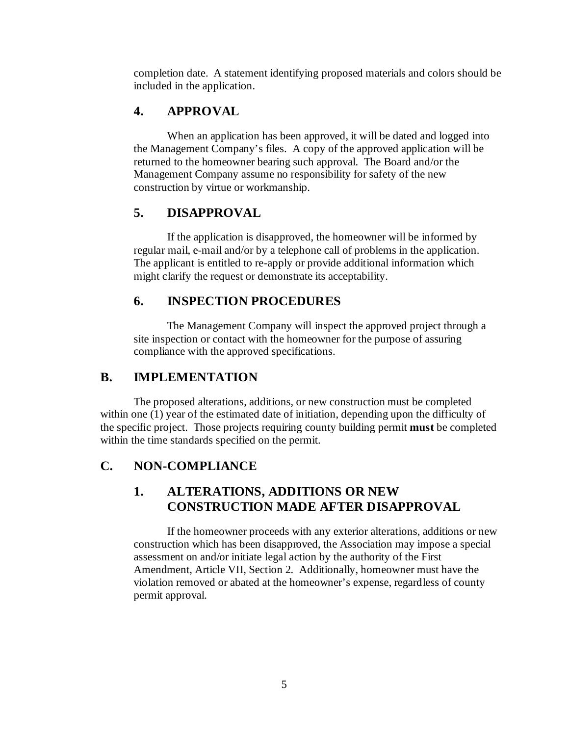completion date. A statement identifying proposed materials and colors should be included in the application.

### 4. APPROVAL

When an application has been approved, it will be dated and logged into the Management Company's files. A copy of the approved application will be returned to the homeowner bearing such approval. The Board and/or the Management Company assume no responsibility for safety of the new construction by virtue or workmanship.

### 5. DISAPPROVAL

If the application is disapproved, the homeowner will be informed by regular mail, e-mail and/or by a telephone call of problems in the application. The applicant is entitled to re-apply or provide additional information which might clarify the request or demonstrate its acceptability.

### 6. INSPECTION PROCEDURES

The Management Company will inspect the approved project through a site inspection or contact with the homeowner for the purpose of assuring compliance with the approved specifications.

## B. IMPLEMENTATION

The proposed alterations, additions, or new construction must be completed within one (1) year of the estimated date of initiation, depending upon the difficulty of the specific project. Those projects requiring county building permit **must** be completed within the time standards specified on the permit.

## C. NON-COMPLIANCE

### 1. ALTERATIONS, ADDITIONS OR NEW CONSTRUCTION MADE AFTER DISAPPROVAL

If the homeowner proceeds with any exterior alterations, additions or new construction which has been disapproved, the Association may impose a special assessment on and/or initiate legal action by the authority of the First Amendment, Article VII, Section 2. Additionally, homeowner must have the violation removed or abated at the homeowner's expense, regardless of county permit approval.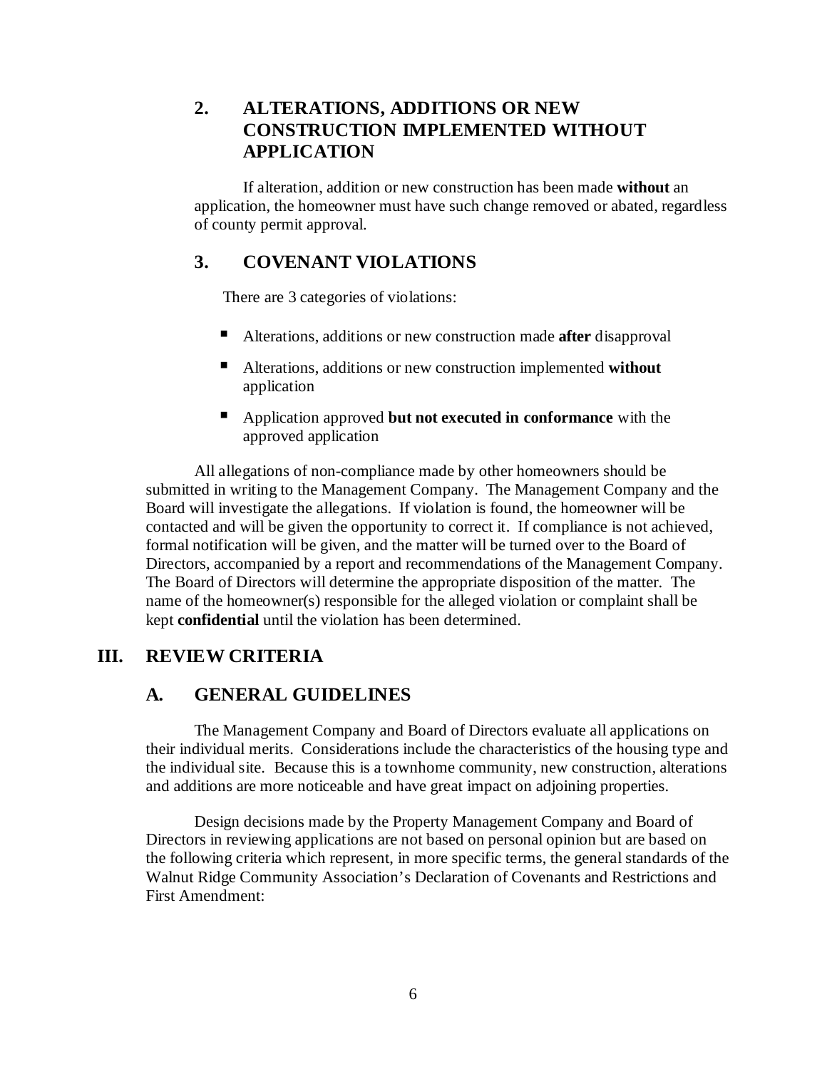### 2. ALTERATIONS, ADDITIONS OR NEW CONSTRUCTION IMPLEMENTED WITHOUT APPLICATION

If alteration, addition or new construction has been made **without** an application, the homeowner must have such change removed or abated, regardless of county permit approval.

### 3. COVENANT VIOLATIONS

There are 3 categories of violations:

- Alterations, additions or new construction made **after** disapproval
- Alterations, additions or new construction implemented **without** application
- Application approved **but not executed in conformance** with the approved application

All allegations of non-compliance made by other homeowners should be submitted in writing to the Management Company. The Management Company and the Board will investigate the allegations. If violation is found, the homeowner will be contacted and will be given the opportunity to correct it. If compliance is not achieved, formal notification will be given, and the matter will be turned over to the Board of Directors, accompanied by a report and recommendations of the Management Company. The Board of Directors will determine the appropriate disposition of the matter. The name of the homeowner(s) responsible for the alleged violation or complaint shall be kept **confidential** until the violation has been determined.

## III. REVIEW CRITERIA

### A. GENERAL GUIDELINES

The Management Company and Board of Directors evaluate all applications on their individual merits. Considerations include the characteristics of the housing type and the individual site. Because this is a townhome community, new construction, alterations and additions are more noticeable and have great impact on adjoining properties.

Design decisions made by the Property Management Company and Board of Directors in reviewing applications are not based on personal opinion but are based on the following criteria which represent, in more specific terms, the general standards of the Walnut Ridge Community Association's Declaration of Covenants and Restrictions and First Amendment: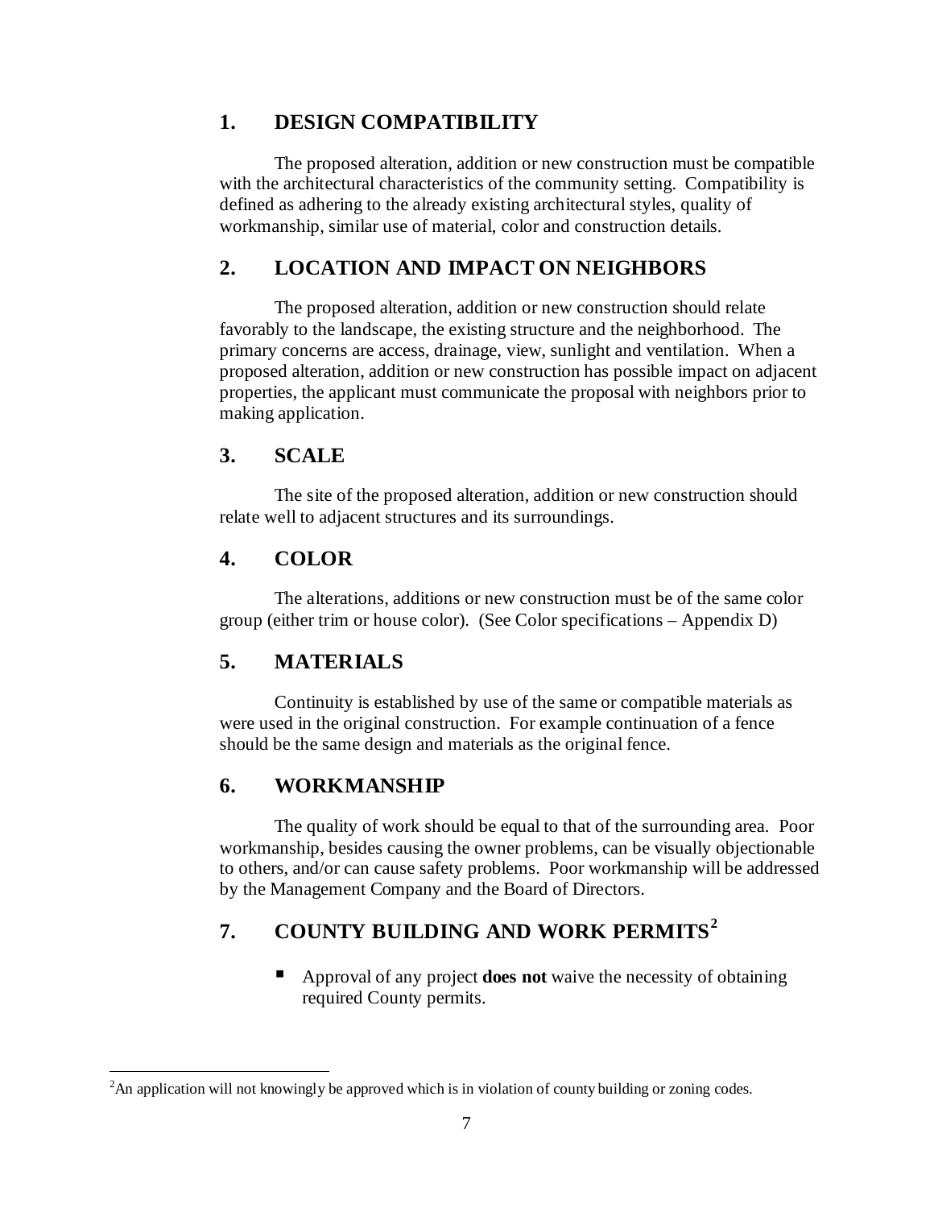## 1. DESIGN COMPATIBILITY

The proposed alteration, addition or new construction must be compatible with the architectural characteristics of the community setting. Compatibility is defined as adhering to the already existing architectural styles, quality of workmanship, similar use of material, color and construction details.

## 2. LOCATION AND IMPACT ON NEIGHBORS

The proposed alteration, addition or new construction should relate favorably to the landscape, the existing structure and the neighborhood. The primary concerns are access, drainage, view, sunlight and ventilation. When a proposed alteration, addition or new construction has possible impact on adjacent properties, the applicant must communicate the proposal with neighbors prior to making application.

## 3. SCALE

The site of the proposed alteration, addition or new construction should relate well to adjacent structures and its surroundings.

## 4. COLOR

The alterations, additions or new construction must be of the same color group (either trim or house color). (See Color specifications – Appendix D)

## 5. MATERIALS

Continuity is established by use of the same or compatible materials as were used in the original construction. For example continuation of a fence should be the same design and materials as the original fence.

## 6. WORKMANSHIP

The quality of work should be equal to that of the surrounding area. Poor workmanship, besides causing the owner problems, can be visually objectionable to others, and/or can cause safety problems. Poor workmanship will be addressed by the Management Company and the Board of Directors.

## 7. COUNTY BUILDING AND WORK PERMITS[2]

- Approval of any project **does not** waive the necessity of obtaining required County permits.

---

[2] An application will not knowingly be approved which is in violation of county building or zoning codes.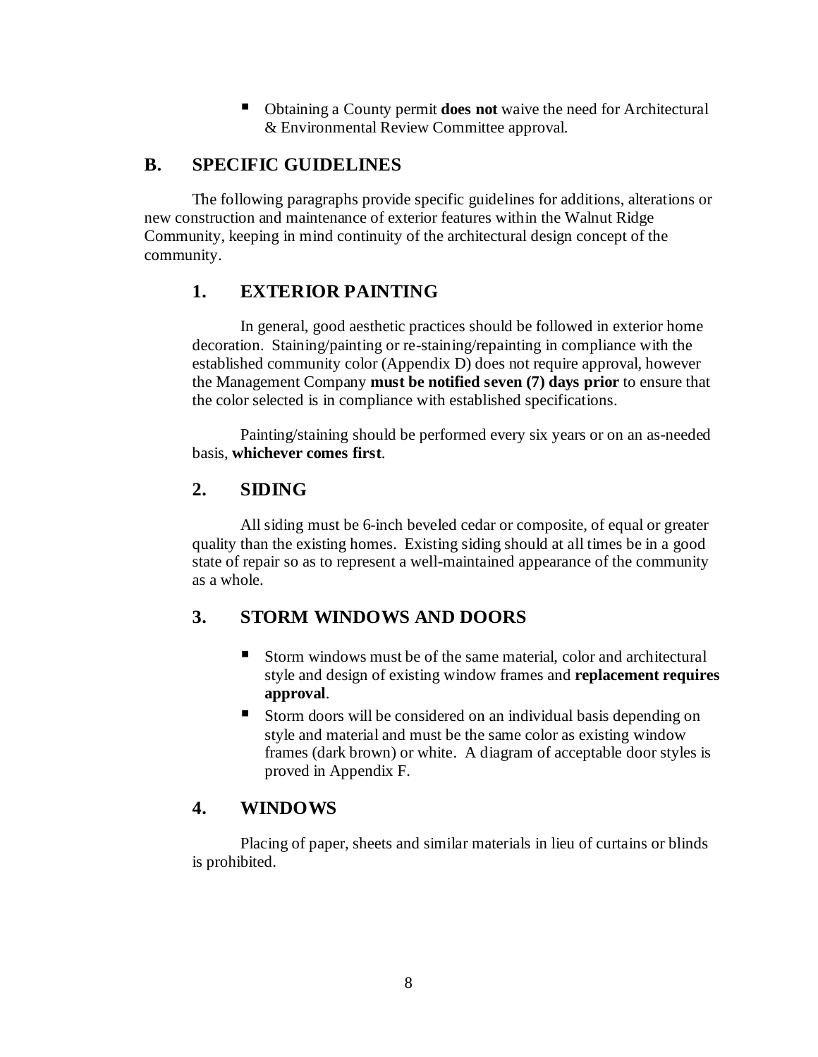- Obtaining a County permit **does not** waive the need for Architectural & Environmental Review Committee approval.

## B. SPECIFIC GUIDELINES

The following paragraphs provide specific guidelines for additions, alterations or new construction and maintenance of exterior features within the Walnut Ridge Community, keeping in mind continuity of the architectural design concept of the community.

### 1. EXTERIOR PAINTING

In general, good aesthetic practices should be followed in exterior home decoration. Staining/painting or re-staining/repainting in compliance with the established community color (Appendix D) does not require approval, however the Management Company **must be notified seven (7) days prior** to ensure that the color selected is in compliance with established specifications.

Painting/staining should be performed every six years or on an as-needed basis, **whichever comes first**.

### 2. SIDING

All siding must be 6-inch beveled cedar or composite, of equal or greater quality than the existing homes. Existing siding should at all times be in a good state of repair so as to represent a well-maintained appearance of the community as a whole.

### 3. STORM WINDOWS AND DOORS

- Storm windows must be of the same material, color and architectural style and design of existing window frames and **replacement requires approval**.
- Storm doors will be considered on an individual basis depending on style and material and must be the same color as existing window frames (dark brown) or white. A diagram of acceptable door styles is proved in Appendix F.

### 4. WINDOWS

Placing of paper, sheets and similar materials in lieu of curtains or blinds is prohibited.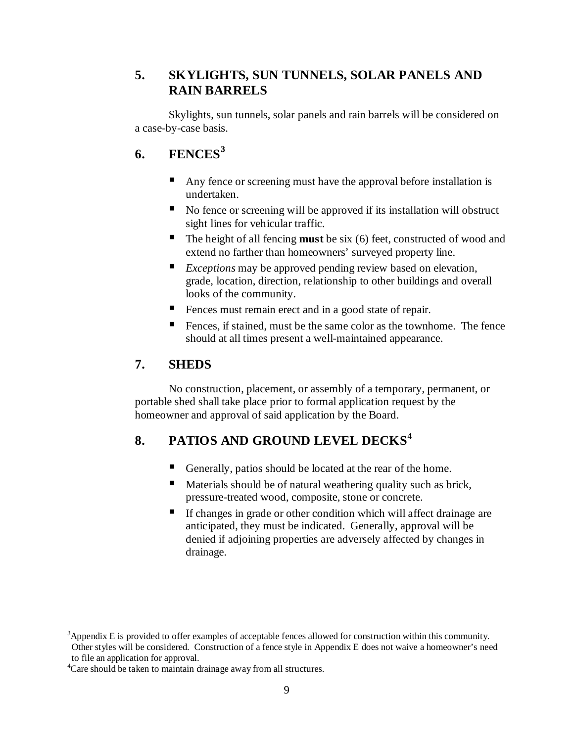## 5. SKYLIGHTS, SUN TUNNELS, SOLAR PANELS AND RAIN BARRELS

Skylights, sun tunnels, solar panels and rain barrels will be considered on a case-by-case basis.

## 6. FENCES[3]

- Any fence or screening must have the approval before installation is undertaken.
- No fence or screening will be approved if its installation will obstruct sight lines for vehicular traffic.
- The height of all fencing **must** be six (6) feet, constructed of wood and extend no farther than homeowners' surveyed property line.
- *Exceptions* may be approved pending review based on elevation, grade, location, direction, relationship to other buildings and overall looks of the community.
- Fences must remain erect and in a good state of repair.
- Fences, if stained, must be the same color as the townhome. The fence should at all times present a well-maintained appearance.

## 7. SHEDS

No construction, placement, or assembly of a temporary, permanent, or portable shed shall take place prior to formal application request by the homeowner and approval of said application by the Board.

## 8. PATIOS AND GROUND LEVEL DECKS[4]

- Generally, patios should be located at the rear of the home.
- Materials should be of natural weathering quality such as brick, pressure-treated wood, composite, stone or concrete.
- If changes in grade or other condition which will affect drainage are anticipated, they must be indicated. Generally, approval will be denied if adjoining properties are adversely affected by changes in drainage.

---

[3] Appendix E is provided to offer examples of acceptable fences allowed for construction within this community. Other styles will be considered. Construction of a fence style in Appendix E does not waive a homeowner's need to file an application for approval.

[4] Care should be taken to maintain drainage away from all structures.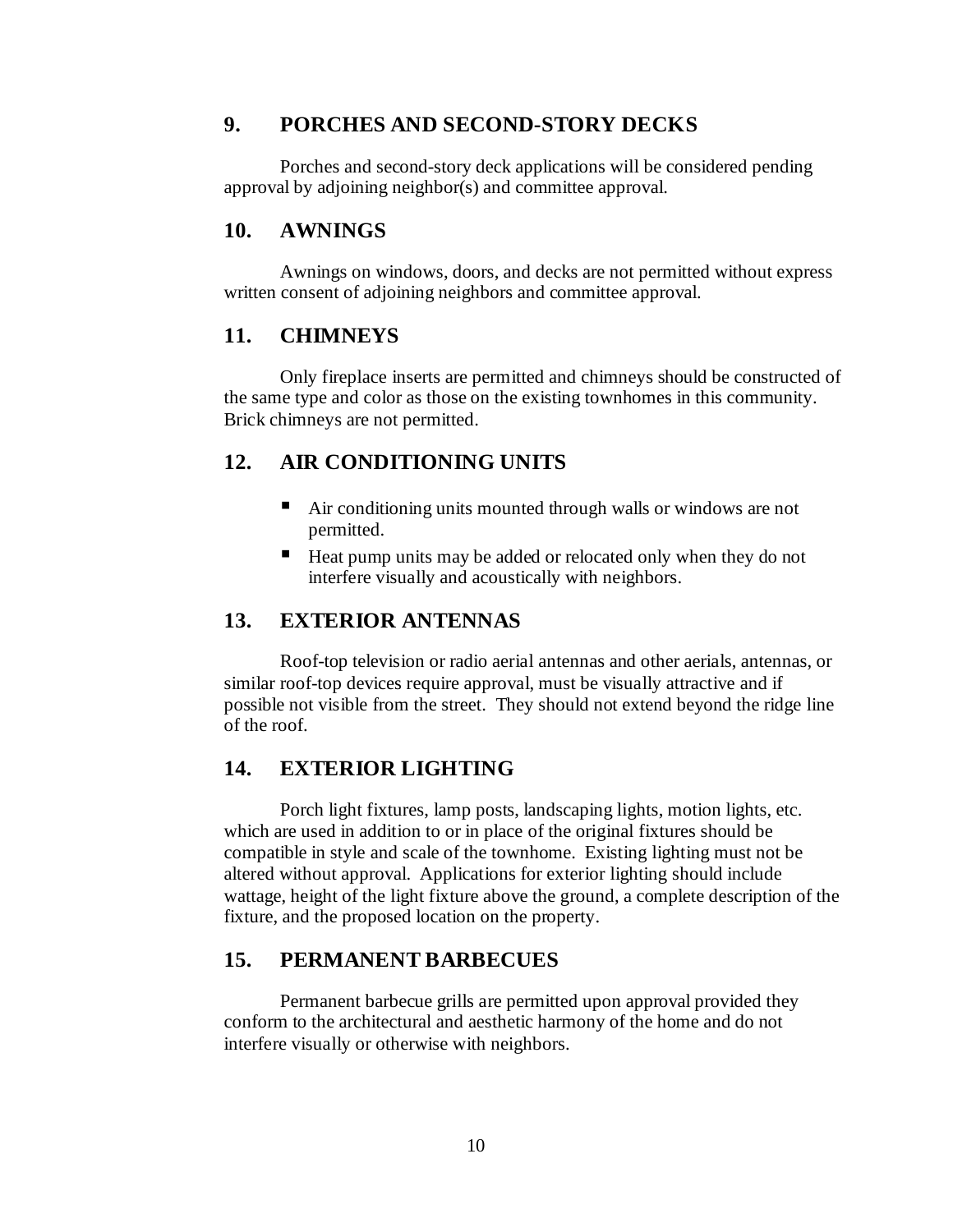## 9. PORCHES AND SECOND-STORY DECKS

Porches and second-story deck applications will be considered pending approval by adjoining neighbor(s) and committee approval.

## 10. AWNINGS

Awnings on windows, doors, and decks are not permitted without express written consent of adjoining neighbors and committee approval.

## 11. CHIMNEYS

Only fireplace inserts are permitted and chimneys should be constructed of the same type and color as those on the existing townhomes in this community. Brick chimneys are not permitted.

## 12. AIR CONDITIONING UNITS

- Air conditioning units mounted through walls or windows are not permitted.
- Heat pump units may be added or relocated only when they do not interfere visually and acoustically with neighbors.

## 13. EXTERIOR ANTENNAS

Roof-top television or radio aerial antennas and other aerials, antennas, or similar roof-top devices require approval, must be visually attractive and if possible not visible from the street. They should not extend beyond the ridge line of the roof.

## 14. EXTERIOR LIGHTING

Porch light fixtures, lamp posts, landscaping lights, motion lights, etc. which are used in addition to or in place of the original fixtures should be compatible in style and scale of the townhome. Existing lighting must not be altered without approval. Applications for exterior lighting should include wattage, height of the light fixture above the ground, a complete description of the fixture, and the proposed location on the property.

## 15. PERMANENT BARBECUES

Permanent barbecue grills are permitted upon approval provided they conform to the architectural and aesthetic harmony of the home and do not interfere visually or otherwise with neighbors.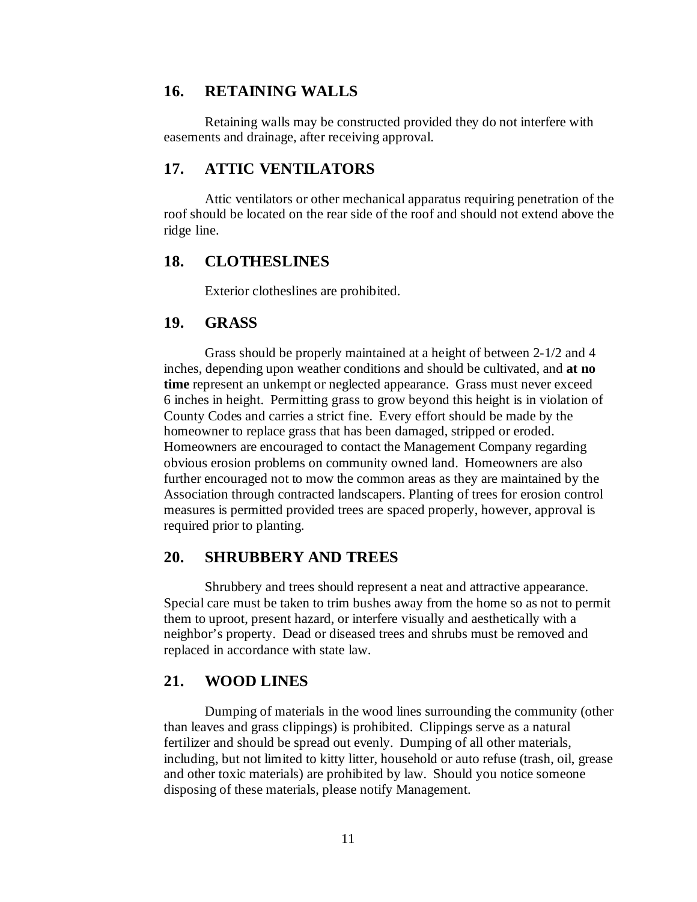## 16. RETAINING WALLS

Retaining walls may be constructed provided they do not interfere with easements and drainage, after receiving approval.

## 17. ATTIC VENTILATORS

Attic ventilators or other mechanical apparatus requiring penetration of the roof should be located on the rear side of the roof and should not extend above the ridge line.

## 18. CLOTHESLINES

Exterior clotheslines are prohibited.

## 19. GRASS

Grass should be properly maintained at a height of between 2-1/2 and 4 inches, depending upon weather conditions and should be cultivated, and **at no time** represent an unkempt or neglected appearance. Grass must never exceed 6 inches in height. Permitting grass to grow beyond this height is in violation of County Codes and carries a strict fine. Every effort should be made by the homeowner to replace grass that has been damaged, stripped or eroded. Homeowners are encouraged to contact the Management Company regarding obvious erosion problems on community owned land. Homeowners are also further encouraged not to mow the common areas as they are maintained by the Association through contracted landscapers. Planting of trees for erosion control measures is permitted provided trees are spaced properly, however, approval is required prior to planting.

## 20. SHRUBBERY AND TREES

Shrubbery and trees should represent a neat and attractive appearance. Special care must be taken to trim bushes away from the home so as not to permit them to uproot, present hazard, or interfere visually and aesthetically with a neighbor's property. Dead or diseased trees and shrubs must be removed and replaced in accordance with state law.

## 21. WOOD LINES

Dumping of materials in the wood lines surrounding the community (other than leaves and grass clippings) is prohibited. Clippings serve as a natural fertilizer and should be spread out evenly. Dumping of all other materials, including, but not limited to kitty litter, household or auto refuse (trash, oil, grease and other toxic materials) are prohibited by law. Should you notice someone disposing of these materials, please notify Management.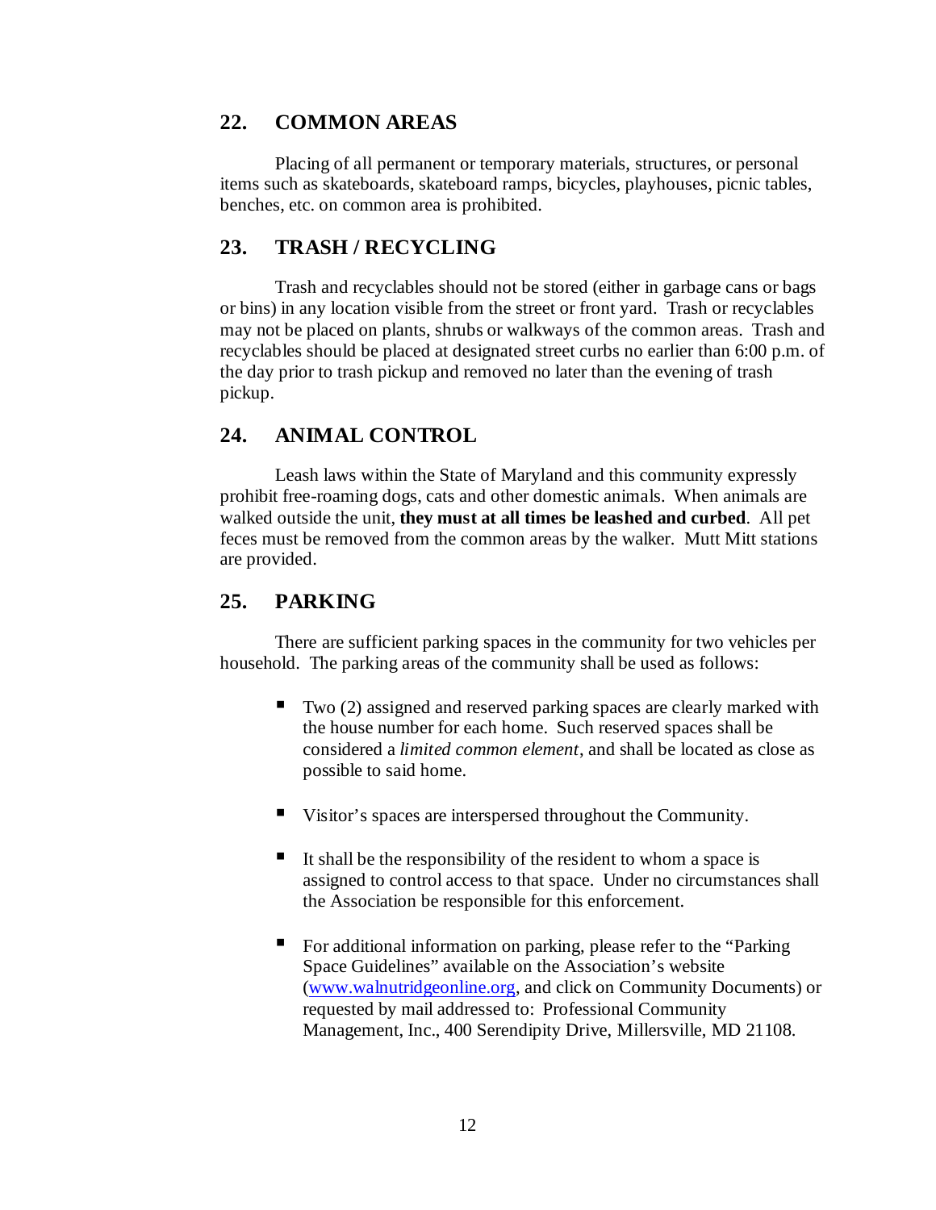## 22. COMMON AREAS

Placing of all permanent or temporary materials, structures, or personal items such as skateboards, skateboard ramps, bicycles, playhouses, picnic tables, benches, etc. on common area is prohibited.

## 23. TRASH / RECYCLING

Trash and recyclables should not be stored (either in garbage cans or bags or bins) in any location visible from the street or front yard. Trash or recyclables may not be placed on plants, shrubs or walkways of the common areas. Trash and recyclables should be placed at designated street curbs no earlier than 6:00 p.m. of the day prior to trash pickup and removed no later than the evening of trash pickup.

## 24. ANIMAL CONTROL

Leash laws within the State of Maryland and this community expressly prohibit free-roaming dogs, cats and other domestic animals. When animals are walked outside the unit, **they must at all times be leashed and curbed**. All pet feces must be removed from the common areas by the walker. Mutt Mitt stations are provided.

## 25. PARKING

There are sufficient parking spaces in the community for two vehicles per household. The parking areas of the community shall be used as follows:

- Two (2) assigned and reserved parking spaces are clearly marked with the house number for each home. Such reserved spaces shall be considered a *limited common element*, and shall be located as close as possible to said home.
- Visitor's spaces are interspersed throughout the Community.
- It shall be the responsibility of the resident to whom a space is assigned to control access to that space. Under no circumstances shall the Association be responsible for this enforcement.
- For additional information on parking, please refer to the "Parking Space Guidelines" available on the Association's website (www.walnutridgeonline.org, and click on Community Documents) or requested by mail addressed to: Professional Community Management, Inc., 400 Serendipity Drive, Millersville, MD 21108.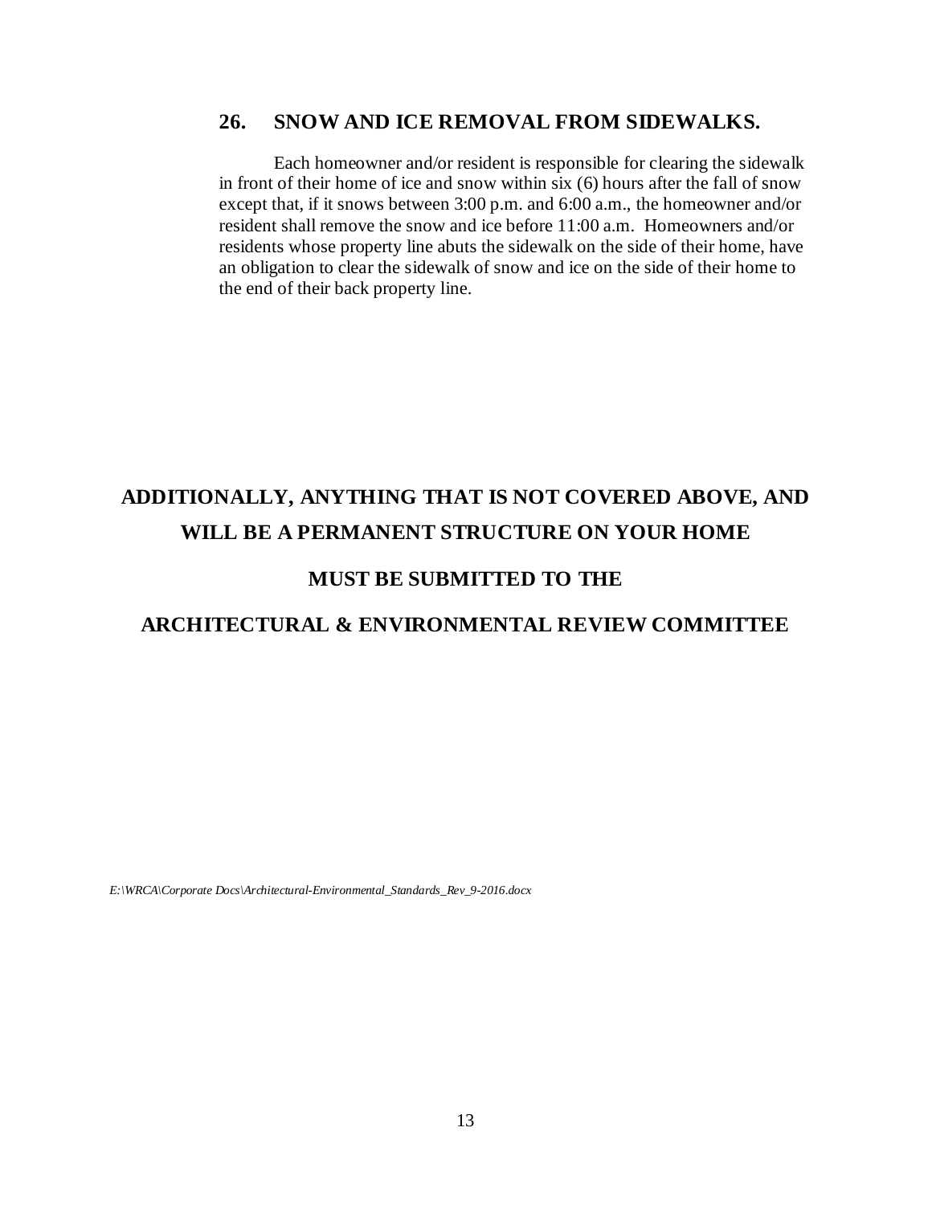## 26. SNOW AND ICE REMOVAL FROM SIDEWALKS.

Each homeowner and/or resident is responsible for clearing the sidewalk in front of their home of ice and snow within six (6) hours after the fall of snow except that, if it snows between 3:00 p.m. and 6:00 a.m., the homeowner and/or resident shall remove the snow and ice before 11:00 a.m. Homeowners and/or residents whose property line abuts the sidewalk on the side of their home, have an obligation to clear the sidewalk of snow and ice on the side of their home to the end of their back property line.

**ADDITIONALLY, ANYTHING THAT IS NOT COVERED ABOVE, AND WILL BE A PERMANENT STRUCTURE ON YOUR HOME**

**MUST BE SUBMITTED TO THE**

**ARCHITECTURAL & ENVIRONMENTAL REVIEW COMMITTEE**

*E:\WRCA\Corporate Docs\Architectural-Environmental_Standards_Rev_9-2016.docx*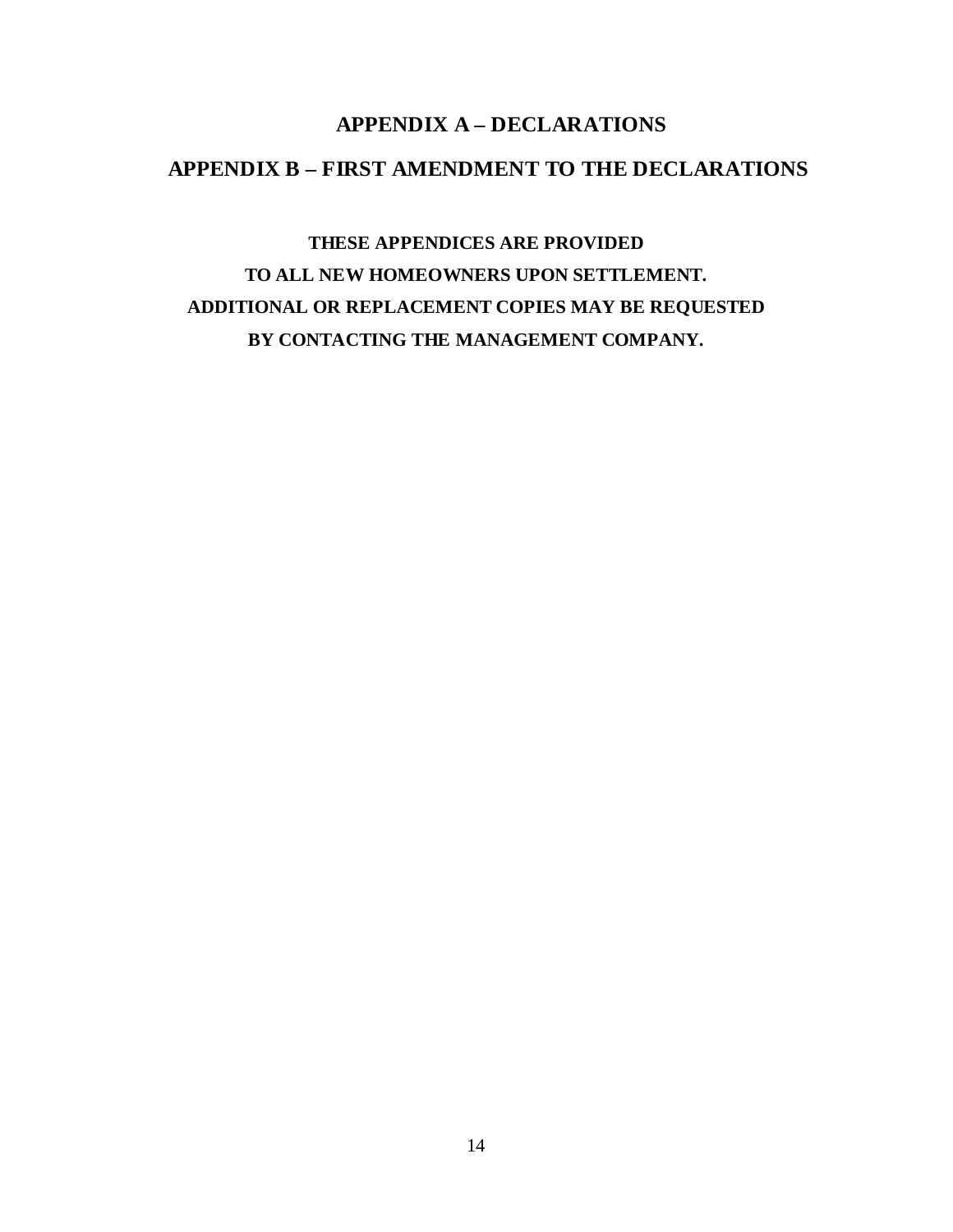## APPENDIX A – DECLARATIONS

## APPENDIX B – FIRST AMENDMENT TO THE DECLARATIONS

**THESE APPENDICES ARE PROVIDED**
**TO ALL NEW HOMEOWNERS UPON SETTLEMENT.**
**ADDITIONAL OR REPLACEMENT COPIES MAY BE REQUESTED**
**BY CONTACTING THE MANAGEMENT COMPANY.**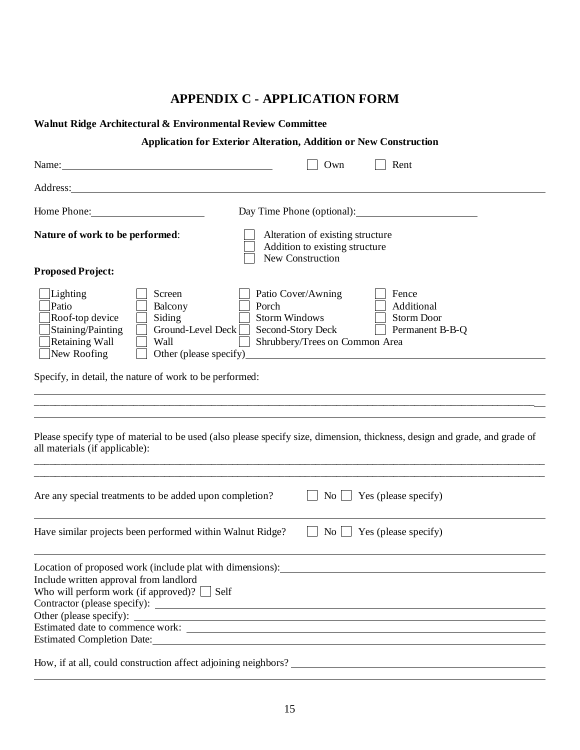# APPENDIX C - APPLICATION FORM

**Walnut Ridge Architectural & Environmental Review Committee**

**Application for Exterior Alteration, Addition or New Construction**

Name:\_\_\_\_\_\_\_\_\_\_\_\_\_\_\_\_\_\_\_\_\_\_\_\_\_\_\_\_\_\_\_\_\_\_\_\_ ☐ Own ☐ Rent

Address:\_\_\_\_\_\_\_\_\_\_\_\_\_\_\_\_\_\_\_\_\_\_\_\_\_\_\_\_\_\_\_\_\_\_\_\_\_\_\_\_\_\_\_\_\_\_\_\_\_\_\_\_\_\_\_\_\_\_\_\_\_\_\_\_\_\_\_\_

Home Phone:\_\_\_\_\_\_\_\_\_\_\_\_\_\_\_\_\_\_\_\_ Day Time Phone (optional):\_\_\_\_\_\_\_\_\_\_\_\_\_\_\_\_\_\_\_\_

**Nature of work to be performed**:

- ☐ Alteration of existing structure
- ☐ Addition to existing structure
- ☐ New Construction

**Proposed Project:**

| | | | |
|---|---|---|---|
| ☐ Lighting | ☐ Screen | ☐ Patio Cover/Awning | ☐ Fence |
| ☐ Patio | ☐ Balcony | ☐ Porch | ☐ Additional |
| ☐ Roof-top device | ☐ Siding | ☐ Storm Windows | ☐ Storm Door |
| ☐ Staining/Painting | ☐ Ground-Level Deck | ☐ Second-Story Deck | ☐ Permanent B-B-Q |
| ☐ Retaining Wall | ☐ Wall | ☐ Shrubbery/Trees on Common Area | |
| ☐ New Roofing | ☐ Other (please specify)\_\_\_\_\_\_\_\_\_\_ | | |

Specify, in detail, the nature of work to be performed:

\_\_\_\_\_\_\_\_\_\_\_\_\_\_\_\_\_\_\_\_\_\_\_\_\_\_\_\_\_\_\_\_\_\_\_\_\_\_\_\_\_\_\_\_\_\_\_\_\_\_\_\_\_\_\_\_\_\_\_\_\_\_\_\_\_\_\_\_\_\_\_\_\_\_\_\_

\_\_\_\_\_\_\_\_\_\_\_\_\_\_\_\_\_\_\_\_\_\_\_\_\_\_\_\_\_\_\_\_\_\_\_\_\_\_\_\_\_\_\_\_\_\_\_\_\_\_\_\_\_\_\_\_\_\_\_\_\_\_\_\_\_\_\_\_\_\_\_\_\_\_\_\_

\_\_\_\_\_\_\_\_\_\_\_\_\_\_\_\_\_\_\_\_\_\_\_\_\_\_\_\_\_\_\_\_\_\_\_\_\_\_\_\_\_\_\_\_\_\_\_\_\_\_\_\_\_\_\_\_\_\_\_\_\_\_\_\_\_\_\_\_\_\_\_\_\_\_\_\_

Please specify type of material to be used (also please specify size, dimension, thickness, design and grade, and grade of all materials (if applicable):

\_\_\_\_\_\_\_\_\_\_\_\_\_\_\_\_\_\_\_\_\_\_\_\_\_\_\_\_\_\_\_\_\_\_\_\_\_\_\_\_\_\_\_\_\_\_\_\_\_\_\_\_\_\_\_\_\_\_\_\_\_\_\_\_\_\_\_\_\_\_\_\_\_\_\_\_

\_\_\_\_\_\_\_\_\_\_\_\_\_\_\_\_\_\_\_\_\_\_\_\_\_\_\_\_\_\_\_\_\_\_\_\_\_\_\_\_\_\_\_\_\_\_\_\_\_\_\_\_\_\_\_\_\_\_\_\_\_\_\_\_\_\_\_\_\_\_\_\_\_\_\_\_

Are any special treatments to be added upon completion? ☐ No ☐ Yes (please specify)

\_\_\_\_\_\_\_\_\_\_\_\_\_\_\_\_\_\_\_\_\_\_\_\_\_\_\_\_\_\_\_\_\_\_\_\_\_\_\_\_\_\_\_\_\_\_\_\_\_\_\_\_\_\_\_\_\_\_\_\_\_\_\_\_\_\_\_\_\_\_\_\_\_\_\_\_

Have similar projects been performed within Walnut Ridge? ☐ No ☐ Yes (please specify)

\_\_\_\_\_\_\_\_\_\_\_\_\_\_\_\_\_\_\_\_\_\_\_\_\_\_\_\_\_\_\_\_\_\_\_\_\_\_\_\_\_\_\_\_\_\_\_\_\_\_\_\_\_\_\_\_\_\_\_\_\_\_\_\_\_\_\_\_\_\_\_\_\_\_\_\_

Location of proposed work (include plat with dimensions):\_\_\_\_\_\_\_\_\_\_\_\_\_\_\_\_\_\_\_\_\_\_\_\_\_\_\_\_

Include written approval from landlord

Who will perform work (if approved)? ☐ Self

Contractor (please specify): \_\_\_\_\_\_\_\_\_\_\_\_\_\_\_\_\_\_\_\_\_\_\_\_\_\_\_\_\_\_\_\_\_\_\_\_\_\_\_\_\_\_\_\_\_\_\_\_\_\_\_\_

Other (please specify): \_\_\_\_\_\_\_\_\_\_\_\_\_\_\_\_\_\_\_\_\_\_\_\_\_\_\_\_\_\_\_\_\_\_\_\_\_\_\_\_\_\_\_\_\_\_\_\_\_\_\_\_\_\_\_\_

Estimated date to commence work: \_\_\_\_\_\_\_\_\_\_\_\_\_\_\_\_\_\_\_\_\_\_\_\_\_\_\_\_\_\_\_\_\_\_\_\_\_\_\_\_\_\_\_\_\_\_\_

Estimated Completion Date:\_\_\_\_\_\_\_\_\_\_\_\_\_\_\_\_\_\_\_\_\_\_\_\_\_\_\_\_\_\_\_\_\_\_\_\_\_\_\_\_\_\_\_\_\_\_\_\_\_\_\_

How, if at all, could construction affect adjoining neighbors? \_\_\_\_\_\_\_\_\_\_\_\_\_\_\_\_\_\_\_\_\_\_\_\_\_\_

\_\_\_\_\_\_\_\_\_\_\_\_\_\_\_\_\_\_\_\_\_\_\_\_\_\_\_\_\_\_\_\_\_\_\_\_\_\_\_\_\_\_\_\_\_\_\_\_\_\_\_\_\_\_\_\_\_\_\_\_\_\_\_\_\_\_\_\_\_\_\_\_\_\_\_\_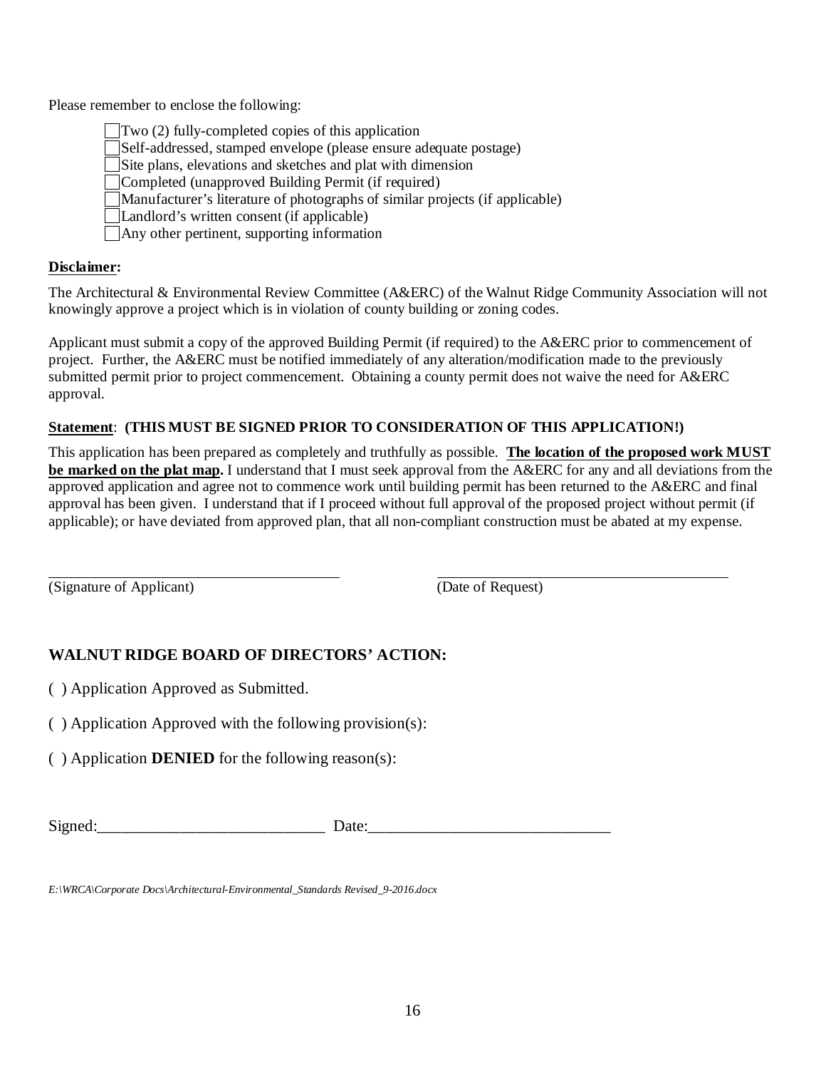Please remember to enclose the following:

- [ ] Two (2) fully-completed copies of this application
- [ ] Self-addressed, stamped envelope (please ensure adequate postage)
- [ ] Site plans, elevations and sketches and plat with dimension
- [ ] Completed (unapproved Building Permit (if required)
- [ ] Manufacturer's literature of photographs of similar projects (if applicable)
- [ ] Landlord's written consent (if applicable)
- [ ] Any other pertinent, supporting information

**Disclaimer:**

The Architectural & Environmental Review Committee (A&ERC) of the Walnut Ridge Community Association will not knowingly approve a project which is in violation of county building or zoning codes.

Applicant must submit a copy of the approved Building Permit (if required) to the A&ERC prior to commencement of project. Further, the A&ERC must be notified immediately of any alteration/modification made to the previously submitted permit prior to project commencement. Obtaining a county permit does not waive the need for A&ERC approval.

**Statement**: **(THIS MUST BE SIGNED PRIOR TO CONSIDERATION OF THIS APPLICATION!)**

This application has been prepared as completely and truthfully as possible. **The location of the proposed work MUST be marked on the plat map.** I understand that I must seek approval from the A&ERC for any and all deviations from the approved application and agree not to commence work until building permit has been returned to the A&ERC and final approval has been given. I understand that if I proceed without full approval of the proposed project without permit (if applicable); or have deviated from approved plan, that all non-compliant construction must be abated at my expense.

\_\_\_\_\_\_\_\_\_\_\_\_\_\_\_\_\_\_\_\_\_\_\_\_\_\_\_\_\_\_\_\_\_\_\_\_\_\_\_\_ (Signature of Applicant)

\_\_\_\_\_\_\_\_\_\_\_\_\_\_\_\_\_\_\_\_\_\_\_\_\_\_\_\_\_\_\_\_\_\_\_\_\_\_\_\_ (Date of Request)

## WALNUT RIDGE BOARD OF DIRECTORS' ACTION:

( ) Application Approved as Submitted.

( ) Application Approved with the following provision(s):

( ) Application **DENIED** for the following reason(s):

Signed:\_\_\_\_\_\_\_\_\_\_\_\_\_\_\_\_\_\_\_\_\_\_\_\_\_\_\_\_ Date:\_\_\_\_\_\_\_\_\_\_\_\_\_\_\_\_\_\_\_\_\_\_\_\_\_\_\_\_\_\_

*E:\WRCA\Corporate Docs\Architectural-Environmental_Standards Revised_9-2016.docx*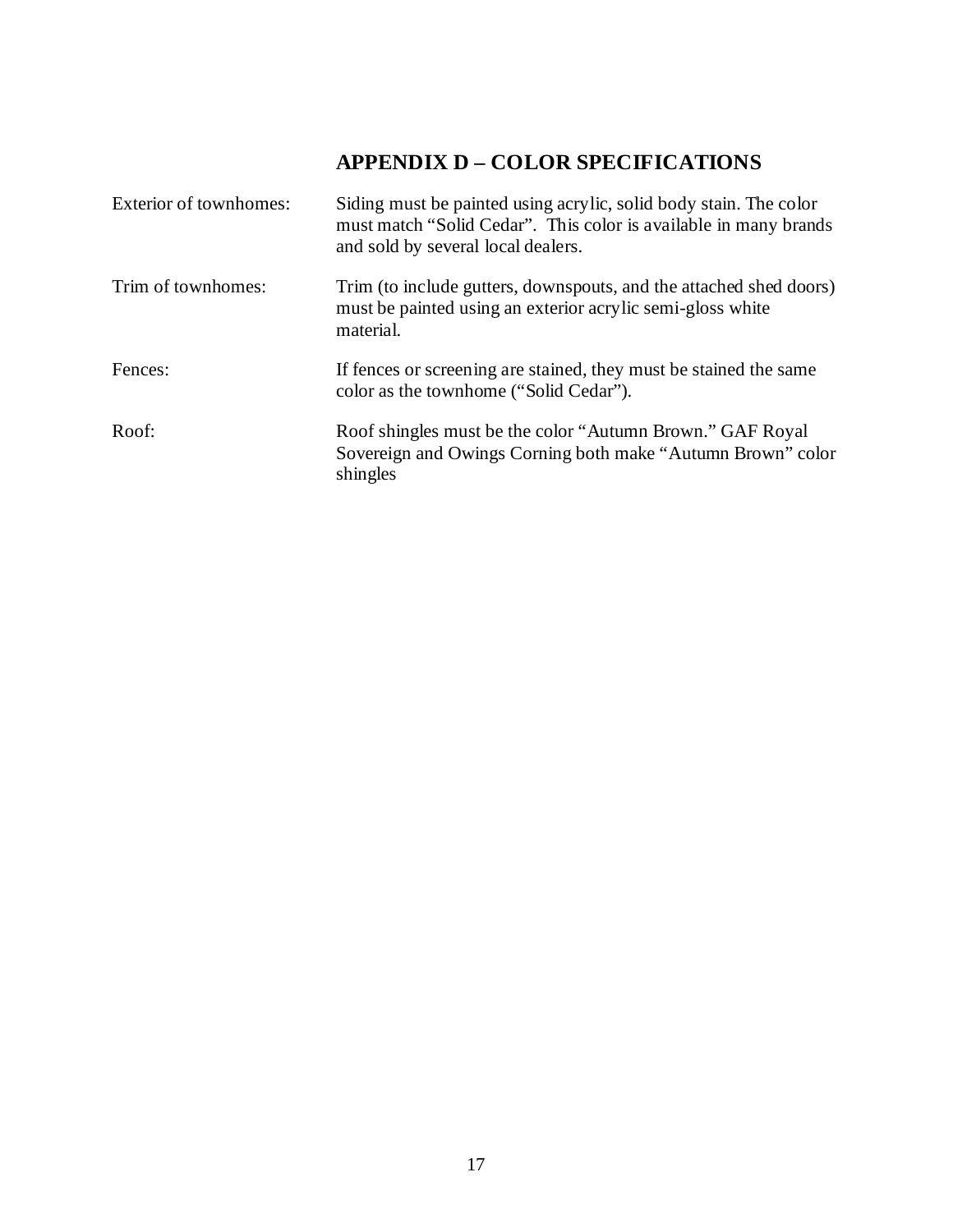## APPENDIX D – COLOR SPECIFICATIONS

| | |
|---|---|
| Exterior of townhomes: | Siding must be painted using acrylic, solid body stain. The color must match "Solid Cedar". This color is available in many brands and sold by several local dealers. |
| Trim of townhomes: | Trim (to include gutters, downspouts, and the attached shed doors) must be painted using an exterior acrylic semi-gloss white material. |
| Fences: | If fences or screening are stained, they must be stained the same color as the townhome ("Solid Cedar"). |
| Roof: | Roof shingles must be the color "Autumn Brown." GAF Royal Sovereign and Owings Corning both make "Autumn Brown" color shingles |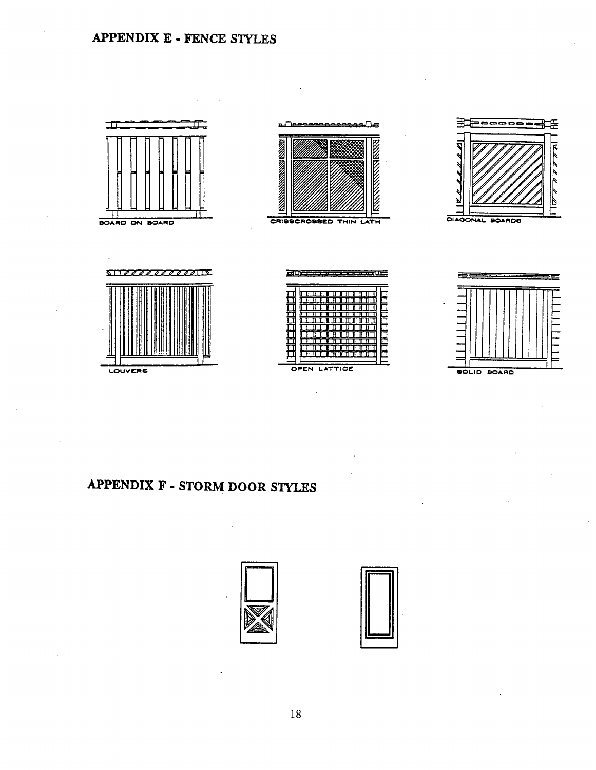## APPENDIX E - FENCE STYLES

BOARD ON BOARD

CRISSCROSSED THIN LATH

DIAGONAL BOARDS

LOUVERS

OPEN LATTICE

SOLID BOARD

## APPENDIX F - STORM DOOR STYLES